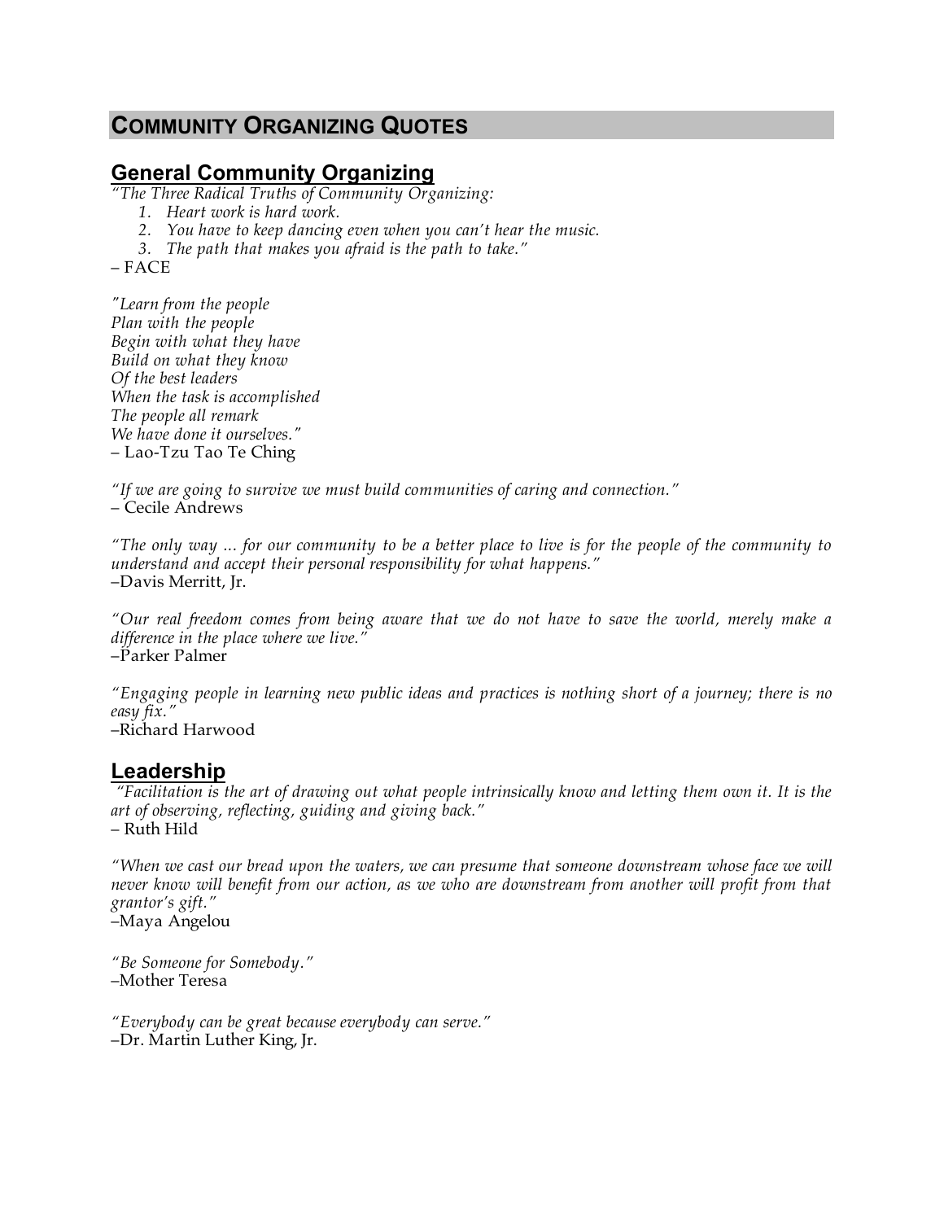# COMMUNITY ORGANIZING QUOTES

## General Community Organizing

*"The Three Radical Truths of Community Organizing:*

1. *Heart work is hard work.*
2. *You have to keep dancing even when you can't hear the music.*
3. *The path that makes you afraid is the path to take."*

– FACE

*"Learn from the people*
*Plan with the people*
*Begin with what they have*
*Build on what they know*
*Of the best leaders*
*When the task is accomplished*
*The people all remark*
*We have done it ourselves."*
– Lao-Tzu Tao Te Ching

*"If we are going to survive we must build communities of caring and connection."*
– Cecile Andrews

*"The only way … for our community to be a better place to live is for the people of the community to understand and accept their personal responsibility for what happens."*
–Davis Merritt, Jr.

*"Our real freedom comes from being aware that we do not have to save the world, merely make a difference in the place where we live."*
–Parker Palmer

*"Engaging people in learning new public ideas and practices is nothing short of a journey; there is no easy fix."*
–Richard Harwood

## Leadership

*"Facilitation is the art of drawing out what people intrinsically know and letting them own it. It is the art of observing, reflecting, guiding and giving back."*
– Ruth Hild

*"When we cast our bread upon the waters, we can presume that someone downstream whose face we will never know will benefit from our action, as we who are downstream from another will profit from that grantor's gift."*
–Maya Angelou

*"Be Someone for Somebody."*
–Mother Teresa

*"Everybody can be great because everybody can serve."*
–Dr. Martin Luther King, Jr.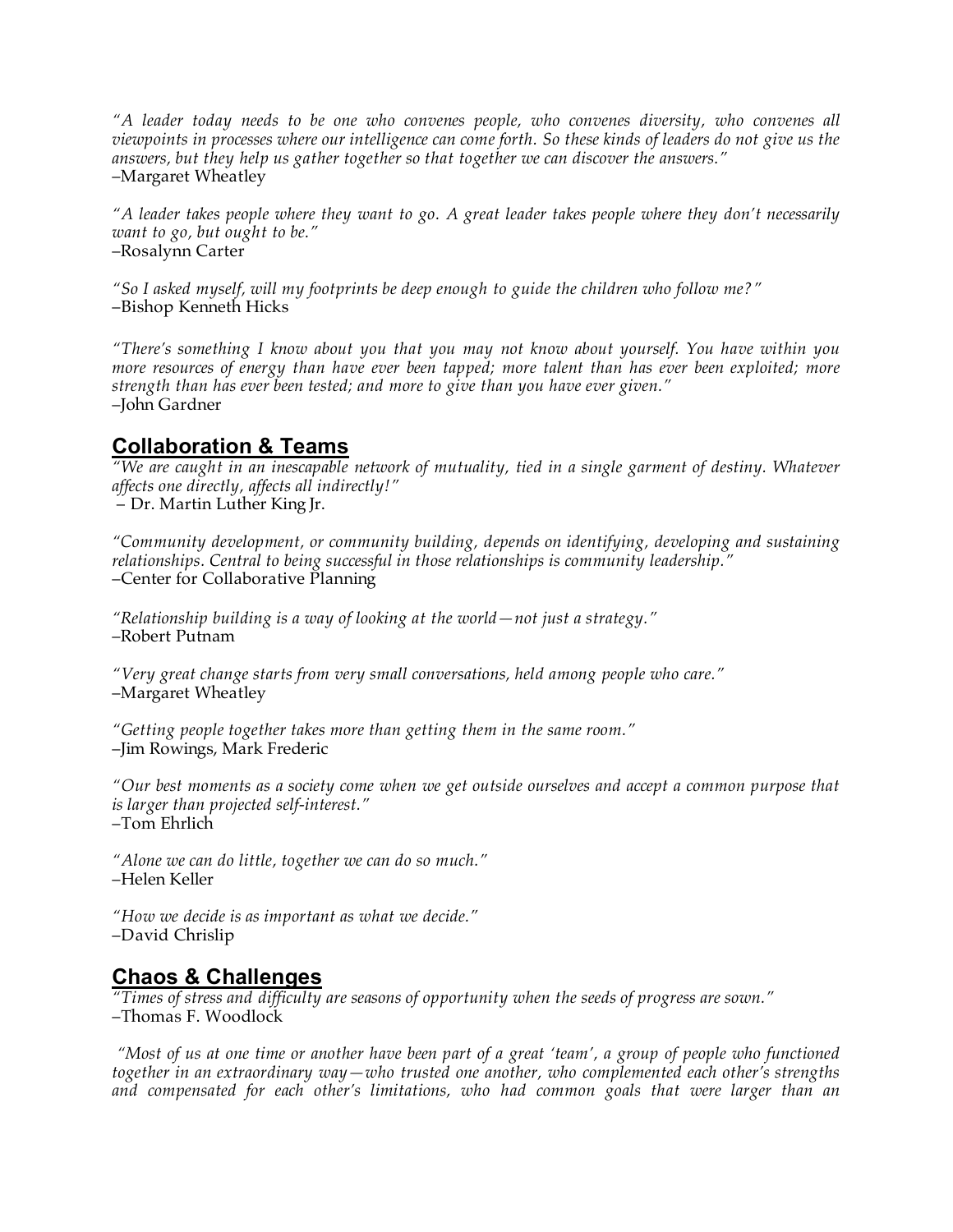*"A leader today needs to be one who convenes people, who convenes diversity, who convenes all viewpoints in processes where our intelligence can come forth. So these kinds of leaders do not give us the answers, but they help us gather together so that together we can discover the answers."*
–Margaret Wheatley

*"A leader takes people where they want to go. A great leader takes people where they don't necessarily want to go, but ought to be."*
–Rosalynn Carter

*"So I asked myself, will my footprints be deep enough to guide the children who follow me?"*
–Bishop Kenneth Hicks

*"There's something I know about you that you may not know about yourself. You have within you more resources of energy than have ever been tapped; more talent than has ever been exploited; more strength than has ever been tested; and more to give than you have ever given."*
–John Gardner

## Collaboration & Teams

*"We are caught in an inescapable network of mutuality, tied in a single garment of destiny. Whatever affects one directly, affects all indirectly!"*
– Dr. Martin Luther King Jr.

*"Community development, or community building, depends on identifying, developing and sustaining relationships. Central to being successful in those relationships is community leadership."*
–Center for Collaborative Planning

*"Relationship building is a way of looking at the world—not just a strategy."*
–Robert Putnam

*"Very great change starts from very small conversations, held among people who care."*
–Margaret Wheatley

*"Getting people together takes more than getting them in the same room."*
–Jim Rowings, Mark Frederic

*"Our best moments as a society come when we get outside ourselves and accept a common purpose that is larger than projected self-interest."*
–Tom Ehrlich

*"Alone we can do little, together we can do so much."*
–Helen Keller

*"How we decide is as important as what we decide."*
–David Chrislip

## Chaos & Challenges

*"Times of stress and difficulty are seasons of opportunity when the seeds of progress are sown."*
–Thomas F. Woodlock

*"Most of us at one time or another have been part of a great 'team', a group of people who functioned together in an extraordinary way—who trusted one another, who complemented each other's strengths and compensated for each other's limitations, who had common goals that were larger than an*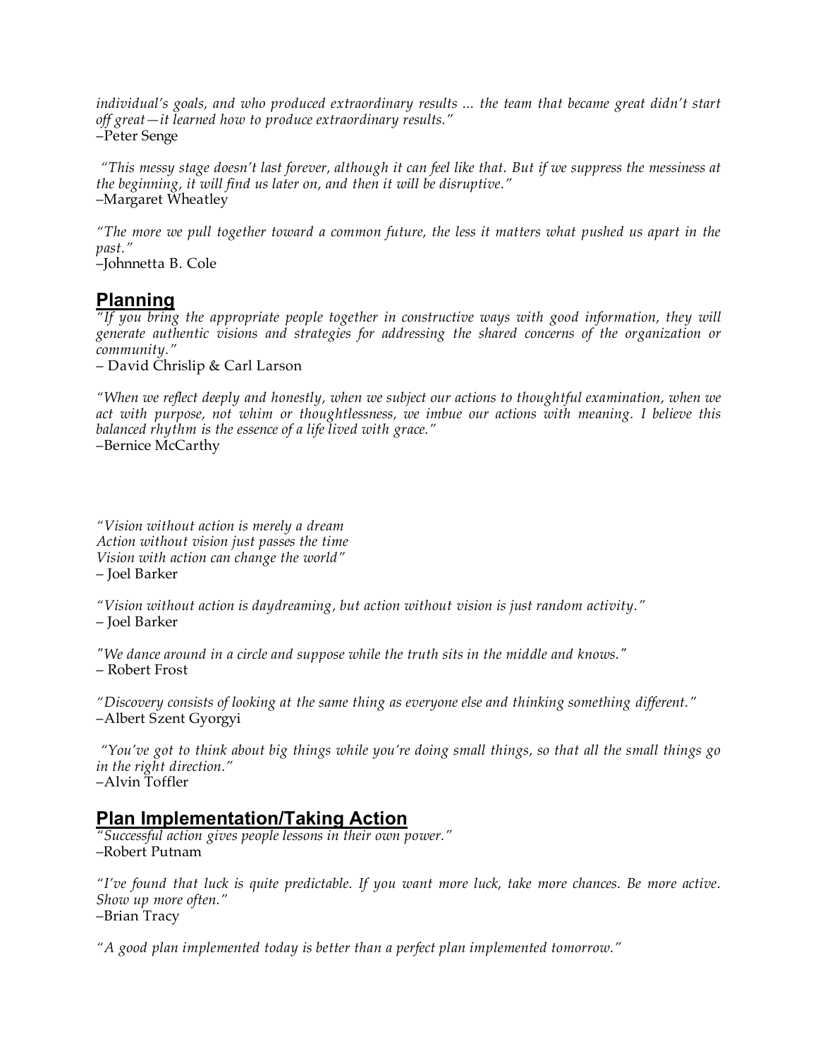*individual's goals, and who produced extraordinary results ... the team that became great didn't start off great—it learned how to produce extraordinary results."*
–Peter Senge

*"This messy stage doesn't last forever, although it can feel like that. But if we suppress the messiness at the beginning, it will find us later on, and then it will be disruptive."*
–Margaret Wheatley

*"The more we pull together toward a common future, the less it matters what pushed us apart in the past."*
–Johnnetta B. Cole

## Planning

*"If you bring the appropriate people together in constructive ways with good information, they will generate authentic visions and strategies for addressing the shared concerns of the organization or community."*
– David Chrislip & Carl Larson

*"When we reflect deeply and honestly, when we subject our actions to thoughtful examination, when we act with purpose, not whim or thoughtlessness, we imbue our actions with meaning. I believe this balanced rhythm is the essence of a life lived with grace."*
–Bernice McCarthy

*"Vision without action is merely a dream*
*Action without vision just passes the time*
*Vision with action can change the world"*
– Joel Barker

*"Vision without action is daydreaming, but action without vision is just random activity."*
– Joel Barker

*"We dance around in a circle and suppose while the truth sits in the middle and knows."*
– Robert Frost

*"Discovery consists of looking at the same thing as everyone else and thinking something different."*
–Albert Szent Gyorgyi

*"You've got to think about big things while you're doing small things, so that all the small things go in the right direction."*
–Alvin Toffler

## Plan Implementation/Taking Action

*"Successful action gives people lessons in their own power."*
–Robert Putnam

*"I've found that luck is quite predictable. If you want more luck, take more chances. Be more active. Show up more often."*
–Brian Tracy

*"A good plan implemented today is better than a perfect plan implemented tomorrow."*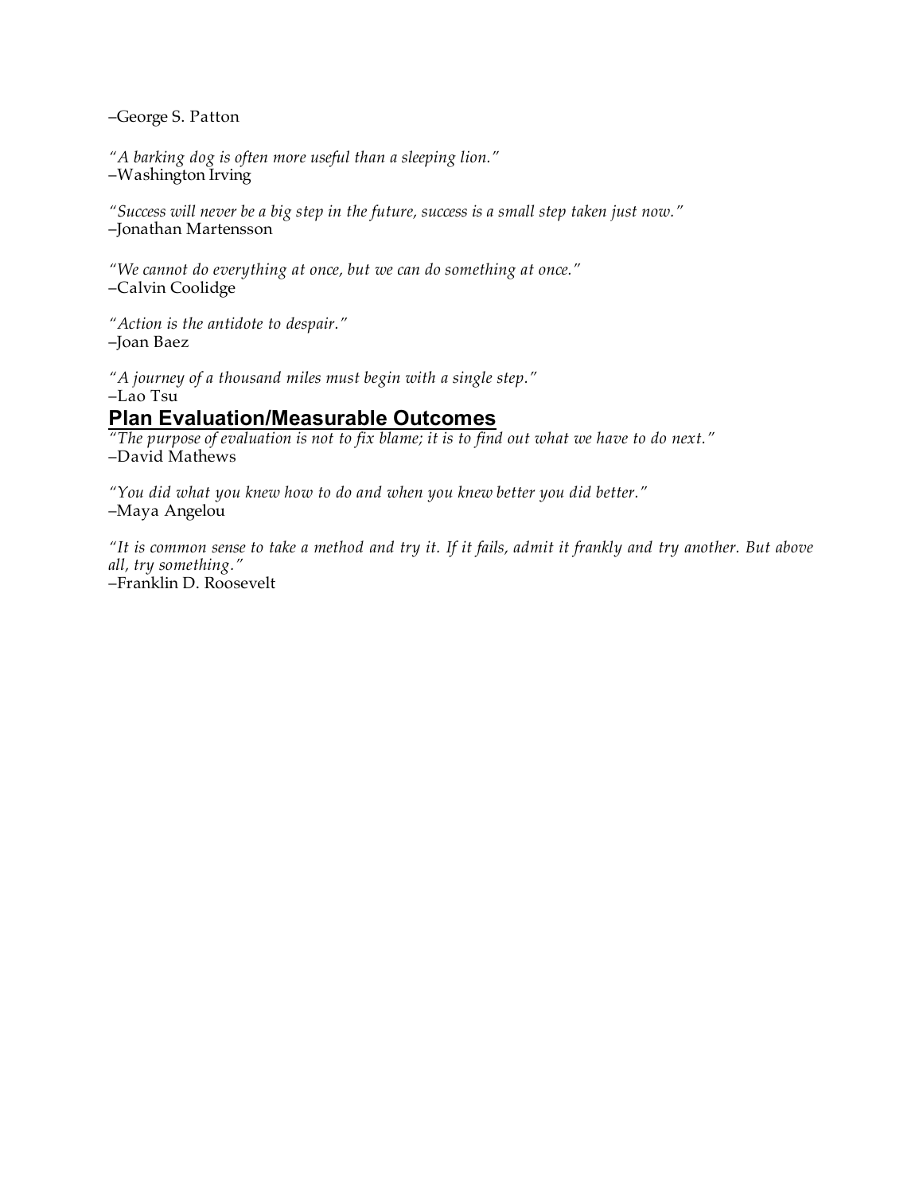–George S. Patton

*"A barking dog is often more useful than a sleeping lion."*
–Washington Irving

*"Success will never be a big step in the future, success is a small step taken just now."*
–Jonathan Martensson

*"We cannot do everything at once, but we can do something at once."*
–Calvin Coolidge

*"Action is the antidote to despair."*
–Joan Baez

*"A journey of a thousand miles must begin with a single step."*
–Lao Tsu

## Plan Evaluation/Measurable Outcomes

*"The purpose of evaluation is not to fix blame; it is to find out what we have to do next."*
–David Mathews

*"You did what you knew how to do and when you knew better you did better."*
–Maya Angelou

*"It is common sense to take a method and try it. If it fails, admit it frankly and try another. But above all, try something."*
–Franklin D. Roosevelt